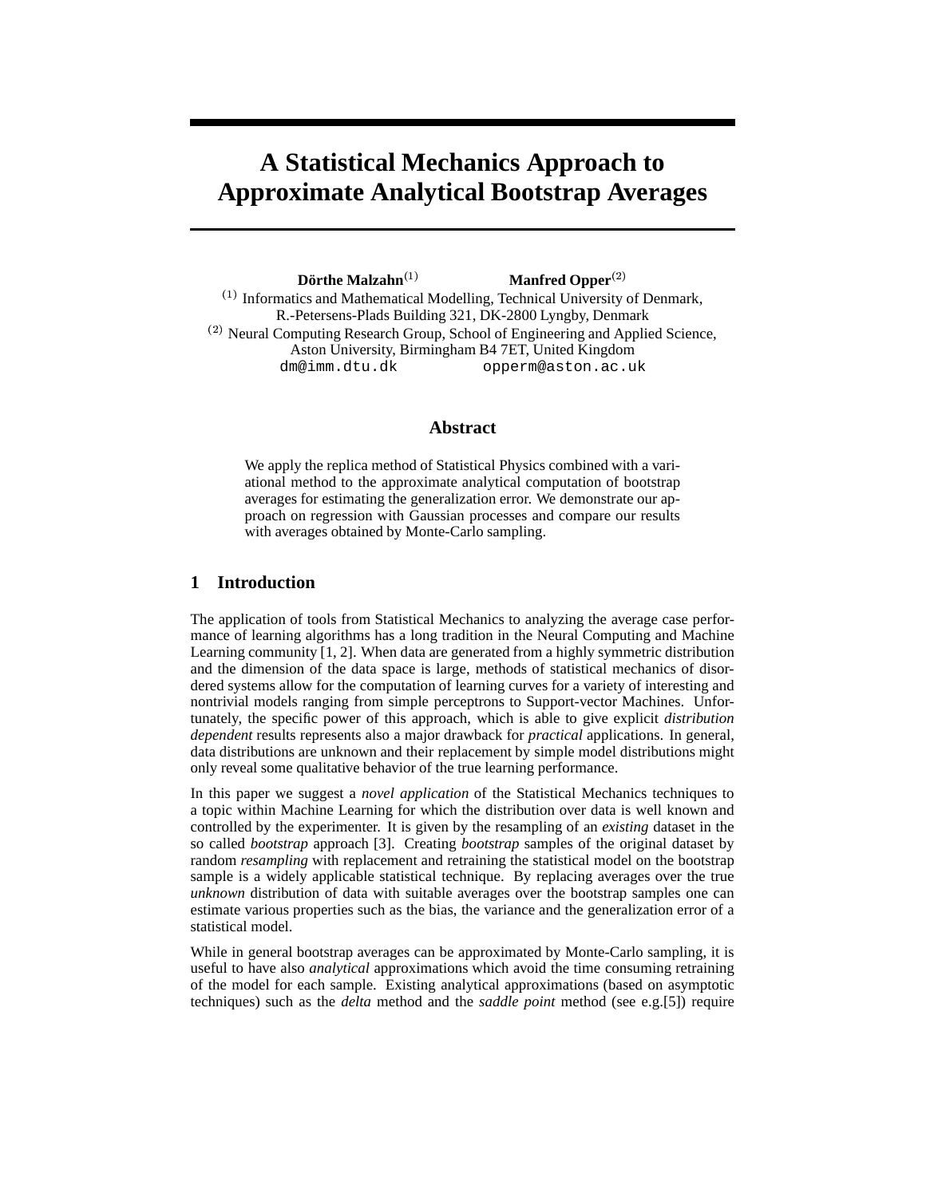# A Statistical Mechanics Approach to Approximate Analytical Bootstrap Averages

**Dörthe Malzahn**[1] **Manfred Opper**[2]

[1] Informatics and Mathematical Modelling, Technical University of Denmark, R.-Petersens-Plads Building 321, DK-2800 Lyngby, Denmark

[2] Neural Computing Research Group, School of Engineering and Applied Science, Aston University, Birmingham B4 7ET, United Kingdom

dm@imm.dtu.dk opperm@aston.ac.uk

## Abstract

We apply the replica method of Statistical Physics combined with a variational method to the approximate analytical computation of bootstrap averages for estimating the generalization error. We demonstrate our approach on regression with Gaussian processes and compare our results with averages obtained by Monte-Carlo sampling.

## 1 Introduction

The application of tools from Statistical Mechanics to analyzing the average case performance of learning algorithms has a long tradition in the Neural Computing and Machine Learning community [1, 2]. When data are generated from a highly symmetric distribution and the dimension of the data space is large, methods of statistical mechanics of disordered systems allow for the computation of learning curves for a variety of interesting and nontrivial models ranging from simple perceptrons to Support-vector Machines. Unfortunately, the specific power of this approach, which is able to give explicit *distribution dependent* results represents also a major drawback for *practical* applications. In general, data distributions are unknown and their replacement by simple model distributions might only reveal some qualitative behavior of the true learning performance.

In this paper we suggest a *novel application* of the Statistical Mechanics techniques to a topic within Machine Learning for which the distribution over data is well known and controlled by the experimenter. It is given by the resampling of an *existing* dataset in the so called *bootstrap* approach [3]. Creating *bootstrap* samples of the original dataset by random *resampling* with replacement and retraining the statistical model on the bootstrap sample is a widely applicable statistical technique. By replacing averages over the true *unknown* distribution of data with suitable averages over the bootstrap samples one can estimate various properties such as the bias, the variance and the generalization error of a statistical model.

While in general bootstrap averages can be approximated by Monte-Carlo sampling, it is useful to have also *analytical* approximations which avoid the time consuming retraining of the model for each sample. Existing analytical approximations (based on asymptotic techniques) such as the *delta* method and the *saddle point* method (see e.g.[5]) require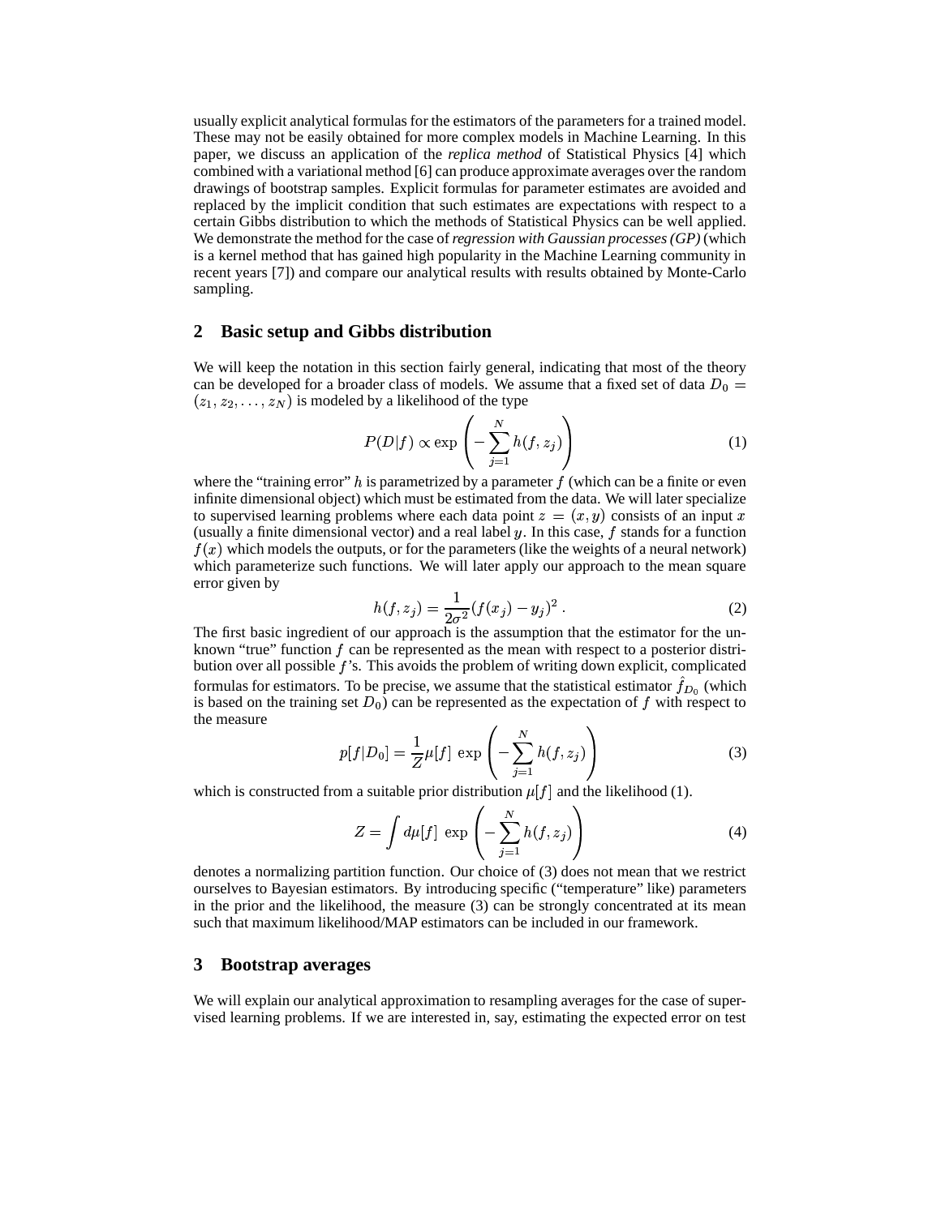usually explicit analytical formulas for the estimators of the parameters for a trained model. These may not be easily obtained for more complex models in Machine Learning. In this paper, we discuss an application of the *replica method* of Statistical Physics [4] which combined with a variational method [6] can produce approximate averages over the random drawings of bootstrap samples. Explicit formulas for parameter estimates are avoided and replaced by the implicit condition that such estimates are expectations with respect to a certain Gibbs distribution to which the methods of Statistical Physics can be well applied. We demonstrate the method for the case of *regression with Gaussian processes (GP)* (which is a kernel method that has gained high popularity in the Machine Learning community in recent years [7]) and compare our analytical results with results obtained by Monte-Carlo sampling.

## 2 Basic setup and Gibbs distribution

We will keep the notation in this section fairly general, indicating that most of the theory can be developed for a broader class of models. We assume that a fixed set of data $D_0 = (z_1, z_2, \ldots, z_N)$ is modeled by a likelihood of the type

$$P(D|f) \propto \exp\left(-\sum_{j=1}^{N} h(f, z_j)\right) \tag{1}$$

where the "training error" $h$ is parametrized by a parameter $f$ (which can be a finite or even infinite dimensional object) which must be estimated from the data. We will later specialize to supervised learning problems where each data point $z = (x, y)$ consists of an input $x$ (usually a finite dimensional vector) and a real label $y$. In this case, $f$ stands for a function $f(x)$ which models the outputs, or for the parameters (like the weights of a neural network) which parameterize such functions. We will later apply our approach to the mean square error given by

$$h(f, z_j) = \frac{1}{2\sigma^2}(f(x_j) - y_j)^2 \, . \tag{2}$$

The first basic ingredient of our approach is the assumption that the estimator for the unknown "true" function $f$ can be represented as the mean with respect to a posterior distribution over all possible $f$'s. This avoids the problem of writing down explicit, complicated formulas for estimators. To be precise, we assume that the statistical estimator $\hat{f}_{D_0}$ (which is based on the training set $D_0$) can be represented as the expectation of $f$ with respect to the measure

$$p[f|D_0] = \frac{1}{Z}\mu[f] \; \exp\left(-\sum_{j=1}^{N} h(f, z_j)\right) \tag{3}$$

which is constructed from a suitable prior distribution $\mu[f]$ and the likelihood (1).

$$Z = \int d\mu[f] \; \exp\left(-\sum_{j=1}^{N} h(f, z_j)\right) \tag{4}$$

denotes a normalizing partition function. Our choice of (3) does not mean that we restrict ourselves to Bayesian estimators. By introducing specific ("temperature" like) parameters in the prior and the likelihood, the measure (3) can be strongly concentrated at its mean such that maximum likelihood/MAP estimators can be included in our framework.

## 3 Bootstrap averages

We will explain our analytical approximation to resampling averages for the case of supervised learning problems. If we are interested in, say, estimating the expected error on test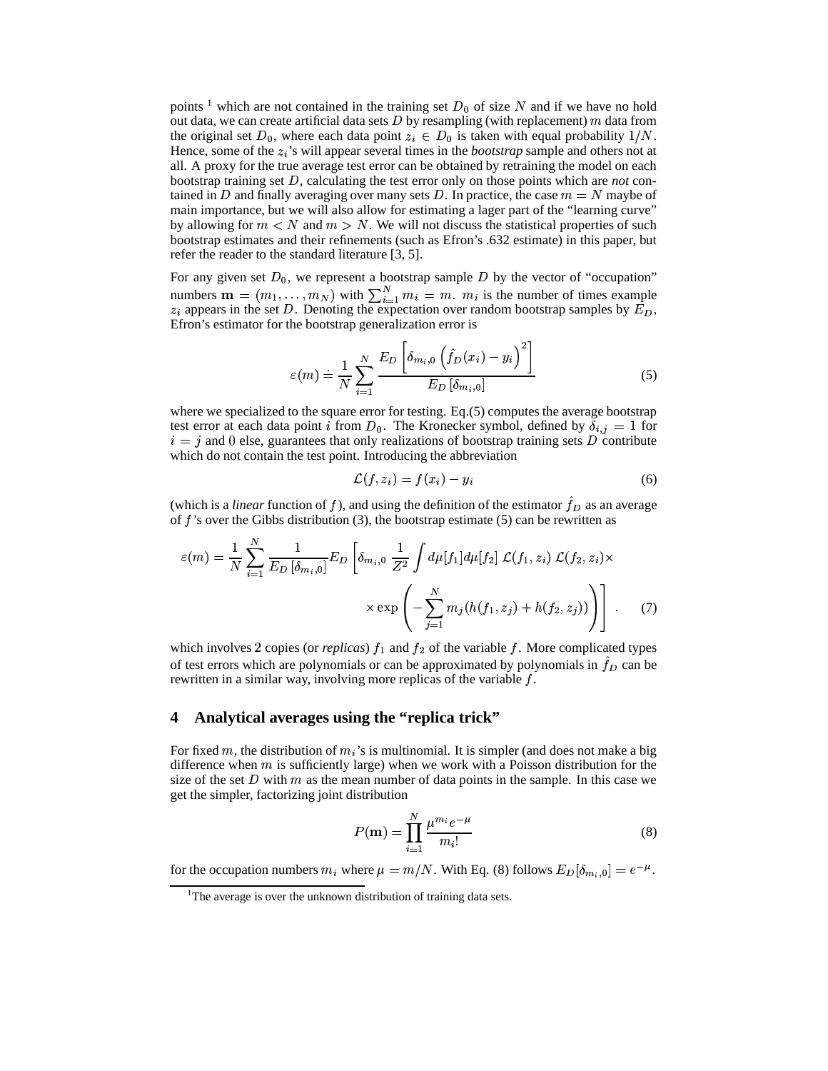points [1] which are not contained in the training set $D_0$ of size $N$ and if we have no hold out data, we can create artificial data sets $D$ by resampling (with replacement) $m$ data from the original set $D_0$, where each data point $z_i \in D_0$ is taken with equal probability $1/N$. Hence, some of the $z_i$'s will appear several times in the *bootstrap* sample and others not at all. A proxy for the true average test error can be obtained by retraining the model on each bootstrap training set $D$, calculating the test error only on those points which are *not* contained in $D$ and finally averaging over many sets $D$. In practice, the case $m = N$ maybe of main importance, but we will also allow for estimating a lager part of the "learning curve" by allowing for $m < N$ and $m > N$. We will not discuss the statistical properties of such bootstrap estimates and their refinements (such as Efron's .632 estimate) in this paper, but refer the reader to the standard literature [3, 5].

For any given set $D_0$, we represent a bootstrap sample $D$ by the vector of "occupation" numbers $\mathbf{m} = (m_1, \ldots, m_N)$ with $\sum_{i=1}^{N} m_i = m$. $m_i$ is the number of times example $z_i$ appears in the set $D$. Denoting the expectation over random bootstrap samples by $E_D$, Efron's estimator for the bootstrap generalization error is

$$\varepsilon(m) \doteq \frac{1}{N} \sum_{i=1}^{N} \frac{E_D\left[\delta_{m_i,0}\left(\hat{f}_D(x_i) - y_i\right)^2\right]}{E_D\left[\delta_{m_i,0}\right]} \tag{5}$$

where we specialized to the square error for testing. Eq.(5) computes the average bootstrap test error at each data point $i$ from $D_0$. The Kronecker symbol, defined by $\delta_{i,j} = 1$ for $i = j$ and $0$ else, guarantees that only realizations of bootstrap training sets $D$ contribute which do not contain the test point. Introducing the abbreviation

$$\mathcal{L}(f, z_i) = f(x_i) - y_i \tag{6}$$

(which is a *linear* function of $f$), and using the definition of the estimator $\hat{f}_D$ as an average of $f$'s over the Gibbs distribution (3), the bootstrap estimate (5) can be rewritten as

$$\varepsilon(m) = \frac{1}{N} \sum_{i=1}^{N} \frac{1}{E_D\left[\delta_{m_i,0}\right]} E_D\left[\delta_{m_i,0}\, \frac{1}{Z^2} \int d\mu[f_1] d\mu[f_2]\; \mathcal{L}(f_1, z_i)\; \mathcal{L}(f_2, z_i) \times \right.$$
$$\left. \times \exp\left(-\sum_{j=1}^{N} m_j (h(f_1, z_j) + h(f_2, z_j))\right)\right] . \tag{7}$$

which involves 2 copies (or *replicas*) $f_1$ and $f_2$ of the variable $f$. More complicated types of test errors which are polynomials or can be approximated by polynomials in $\hat{f}_D$ can be rewritten in a similar way, involving more replicas of the variable $f$.

## 4 Analytical averages using the "replica trick"

For fixed $m$, the distribution of $m_i$'s is multinomial. It is simpler (and does not make a big difference when $m$ is sufficiently large) when we work with a Poisson distribution for the size of the set $D$ with $m$ as the mean number of data points in the sample. In this case we get the simpler, factorizing joint distribution

$$P(\mathbf{m}) = \prod_{i=1}^{N} \frac{\mu^{m_i} e^{-\mu}}{m_i!} \tag{8}$$

for the occupation numbers $m_i$ where $\mu = m/N$. With Eq. (8) follows $E_D[\delta_{m_i,0}] = e^{-\mu}$.

[1] The average is over the unknown distribution of training data sets.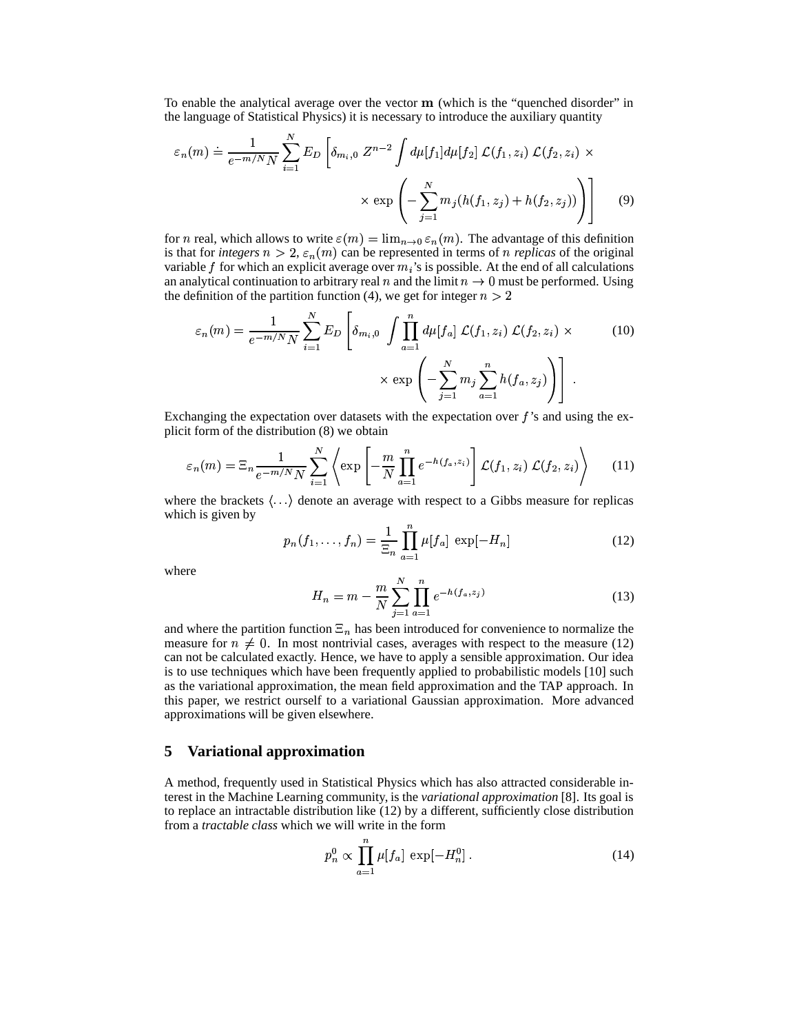To enable the analytical average over the vector $\mathbf{m}$ (which is the "quenched disorder" in the language of Statistical Physics) it is necessary to introduce the auxiliary quantity

$$\varepsilon_n(m) \doteq \frac{1}{e^{-m/N} N} \sum_{i=1}^{N} E_D \left[ \delta_{m_i,0} \; Z^{n-2} \int d\mu[f_1] d\mu[f_2] \; \mathcal{L}(f_1, z_i) \; \mathcal{L}(f_2, z_i) \; \times \right.$$
$$\left. \times \; \exp\left( - \sum_{j=1}^{N} m_j (h(f_1, z_j) + h(f_2, z_j)) \right) \right] \tag{9}$$

for $n$ real, which allows to write $\varepsilon(m) = \lim_{n \to 0} \varepsilon_n(m)$. The advantage of this definition is that for *integers* $n > 2$, $\varepsilon_n(m)$ can be represented in terms of $n$ *replicas* of the original variable $f$ for which an explicit average over $m_i$'s is possible. At the end of all calculations an analytical continuation to arbitrary real $n$ and the limit $n \to 0$ must be performed. Using the definition of the partition function (4), we get for integer $n > 2$

$$\varepsilon_n(m) = \frac{1}{e^{-m/N} N} \sum_{i=1}^{N} E_D \left[ \delta_{m_i,0} \; \int \prod_{a=1}^{n} d\mu[f_a] \; \mathcal{L}(f_1, z_i) \; \mathcal{L}(f_2, z_i) \; \times \right. \tag{10}$$
$$\left. \times \; \exp\left( - \sum_{j=1}^{N} m_j \sum_{a=1}^{n} h(f_a, z_j) \right) \right] \; .$$

Exchanging the expectation over datasets with the expectation over $f$'s and using the explicit form of the distribution (8) we obtain

$$\varepsilon_n(m) = \Xi_n \frac{1}{e^{-m/N} N} \sum_{i=1}^{N} \left\langle \exp\left[ -\frac{m}{N} \prod_{a=1}^{n} e^{-h(f_a, z_i)} \right] \mathcal{L}(f_1, z_i) \; \mathcal{L}(f_2, z_i) \right\rangle \tag{11}$$

where the brackets $\langle \ldots \rangle$ denote an average with respect to a Gibbs measure for replicas which is given by

$$p_n(f_1, \ldots, f_n) = \frac{1}{\Xi_n} \prod_{a=1}^{n} \mu[f_a] \; \exp[-H_n] \tag{12}$$

where

$$H_n = m - \frac{m}{N} \sum_{j=1}^{N} \prod_{a=1}^{n} e^{-h(f_a, z_j)} \tag{13}$$

and where the partition function $\Xi_n$ has been introduced for convenience to normalize the measure for $n \neq 0$. In most nontrivial cases, averages with respect to the measure (12) can not be calculated exactly. Hence, we have to apply a sensible approximation. Our idea is to use techniques which have been frequently applied to probabilistic models [10] such as the variational approximation, the mean field approximation and the TAP approach. In this paper, we restrict ourself to a variational Gaussian approximation. More advanced approximations will be given elsewhere.

## 5 Variational approximation

A method, frequently used in Statistical Physics which has also attracted considerable interest in the Machine Learning community, is the *variational approximation* [8]. Its goal is to replace an intractable distribution like (12) by a different, sufficiently close distribution from a *tractable class* which we will write in the form

$$p_n^0 \propto \prod_{a=1}^{n} \mu[f_a] \; \exp[-H_n^0] \, . \tag{14}$$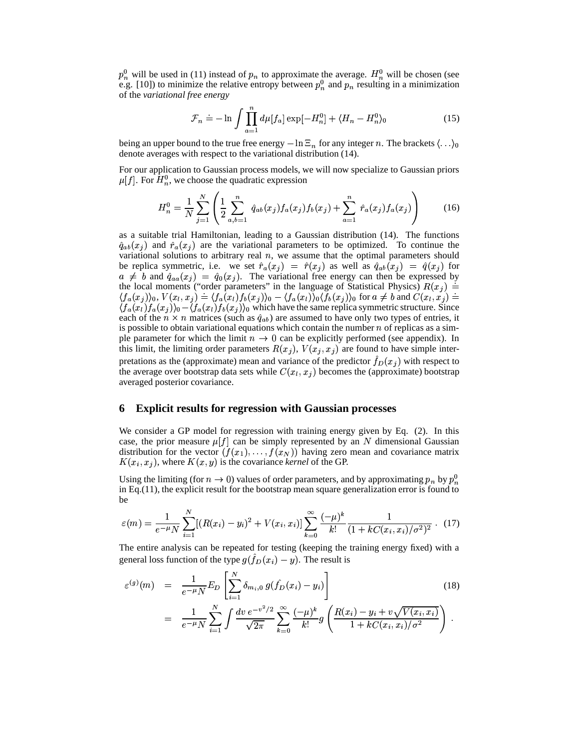$p_n^0$ will be used in (11) instead of $p_n$ to approximate the average. $H_n^0$ will be chosen (see e.g. [10]) to minimize the relative entropy between $p_n^0$ and $p_n$ resulting in a minimization of the *variational free energy*

$$\mathcal{F}_n \doteq -\ln \int \prod_{a=1}^{n} d\mu[f_a] \exp[-H_n^0] + \langle H_n - H_n^0 \rangle_0 \tag{15}$$

being an upper bound to the true free energy $-\ln \Xi_n$ for any integer $n$. The brackets $\langle \ldots \rangle_0$ denote averages with respect to the variational distribution (14).

For our application to Gaussian process models, we will now specialize to Gaussian priors $\mu[f]$. For $H_n^0$, we choose the quadratic expression

$$H_n^0 = \frac{1}{N} \sum_{j=1}^{N} \left( \frac{1}{2} \sum_{a,b=1}^{n} \hat{q}_{ab}(x_j) f_a(x_j) f_b(x_j) + \sum_{a=1}^{n} \hat{r}_a(x_j) f_a(x_j) \right) \tag{16}$$

as a suitable trial Hamiltonian, leading to a Gaussian distribution (14). The functions $\hat{q}_{ab}(x_j)$ and $\hat{r}_a(x_j)$ are the variational parameters to be optimized. To continue the variational solutions to arbitrary real $n$, we assume that the optimal parameters should be replica symmetric, i.e. we set $\hat{r}_a(x_j) = \hat{r}(x_j)$ as well as $\hat{q}_{ab}(x_j) = \hat{q}(x_j)$ for $a \neq b$ and $\hat{q}_{aa}(x_j) = \hat{q}_0(x_j)$. The variational free energy can then be expressed by the local moments ("order parameters" in the language of Statistical Physics) $R(x_j) \doteq \langle f_a(x_j) \rangle_0$, $V(x_l, x_j) \doteq \langle f_a(x_l) f_b(x_j) \rangle_0 - \langle f_a(x_l) \rangle_0 \langle f_b(x_j) \rangle_0$ for $a \neq b$ and $C(x_l, x_j) \doteq \langle f_a(x_l) f_a(x_j) \rangle_0 - \langle f_a(x_l) f_b(x_j) \rangle_0$ which have the same replica symmetric structure. Since each of the $n \times n$ matrices (such as $\hat{q}_{ab}$) are assumed to have only two types of entries, it is possible to obtain variational equations which contain the number $n$ of replicas as a simple parameter for which the limit $n \to 0$ can be explicitly performed (see appendix). In this limit, the limiting order parameters $R(x_j)$, $V(x_j, x_j)$ are found to have simple interpretations as the (approximate) mean and variance of the predictor $\hat{f}_D(x_j)$ with respect to the average over bootstrap data sets while $C(x_l, x_j)$ becomes the (approximate) bootstrap averaged posterior covariance.

## 6 Explicit results for regression with Gaussian processes

We consider a GP model for regression with training energy given by Eq. (2). In this case, the prior measure $\mu[f]$ can be simply represented by an $N$ dimensional Gaussian distribution for the vector $(f(x_1), \ldots, f(x_N))$ having zero mean and covariance matrix $K(x_i, x_j)$, where $K(x, y)$ is the covariance *kernel* of the GP.

Using the limiting (for $n \to 0$) values of order parameters, and by approximating $p_n$ by $p_n^0$ in Eq.(11), the explicit result for the bootstrap mean square generalization error is found to be

$$\varepsilon(m) = \frac{1}{e^{-\mu} N} \sum_{i=1}^{N} [(R(x_i) - y_i)^2 + V(x_i, x_i)] \sum_{k=0}^{\infty} \frac{(-\mu)^k}{k!} \frac{1}{(1 + kC(x_i, x_i)/\sigma^2)^2} \,. \tag{17}$$

The entire analysis can be repeated for testing (keeping the training energy fixed) with a general loss function of the type $g(\hat{f}_D(x_i) - y)$. The result is

$$\begin{aligned} \varepsilon^{(g)}(m) &= \frac{1}{e^{-\mu} N} E_D \left[ \sum_{i=1}^{N} \delta_{m_i,0} \, g(\hat{f}_D(x_i) - y_i) \right] \qquad (18) \\ &= \frac{1}{e^{-\mu} N} \sum_{i=1}^{N} \int \frac{dv \, e^{-v^2/2}}{\sqrt{2\pi}} \sum_{k=0}^{\infty} \frac{(-\mu)^k}{k!} g\left( \frac{R(x_i) - y_i + v\sqrt{V(x_i, x_i)}}{1 + kC(x_i, x_i)/\sigma^2} \right) \,. \end{aligned}$$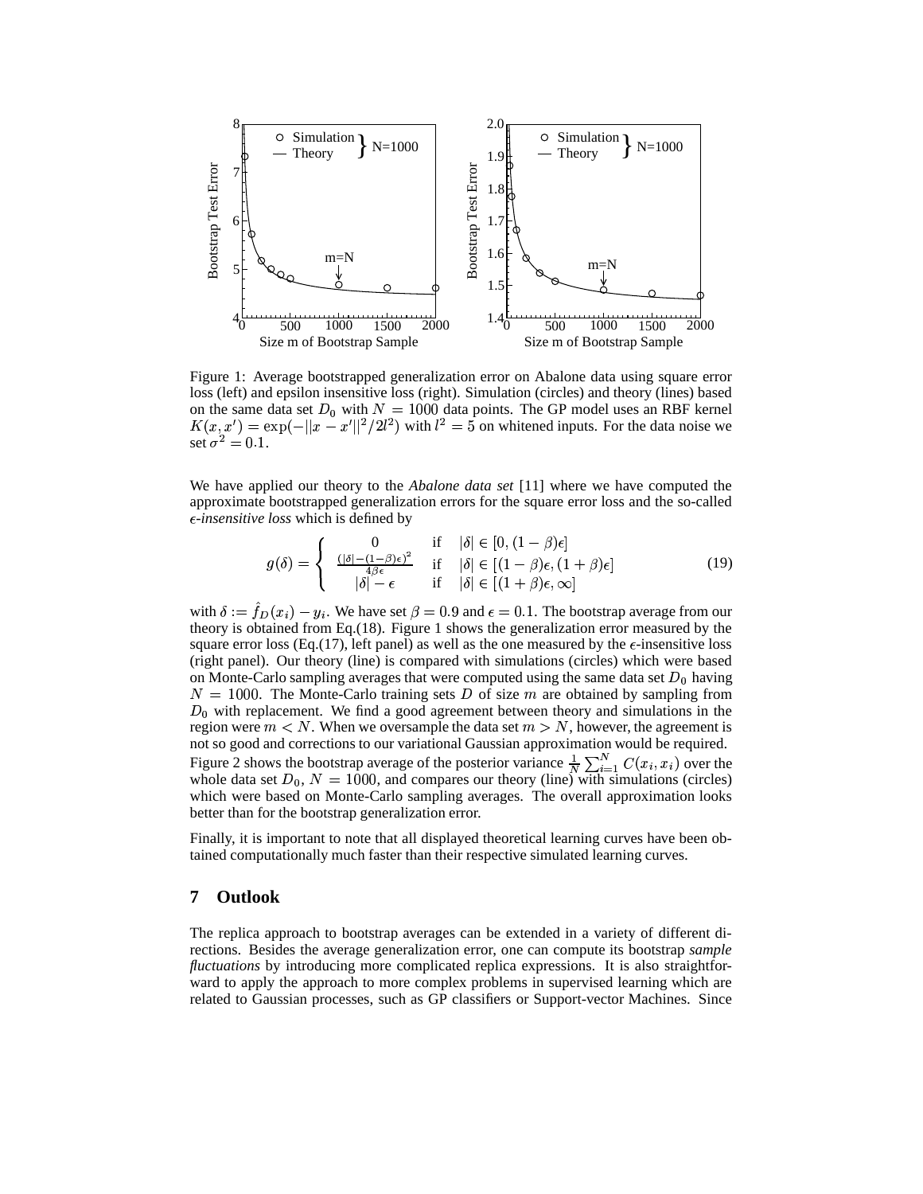Figure 1: Average bootstrapped generalization error on Abalone data using square error loss (left) and epsilon insensitive loss (right). Simulation (circles) and theory (lines) based on the same data set $D_0$ with $N = 1000$ data points. The GP model uses an RBF kernel $K(x, x') = \exp(-||x - x'||^2/2l^2)$ with $l^2 = 5$ on whitened inputs. For the data noise we set $\sigma^2 = 0.1$.

We have applied our theory to the *Abalone data set* [11] where we have computed the approximate bootstrapped generalization errors for the square error loss and the so-called $\epsilon$*-insensitive loss* which is defined by

$$
g(\delta) = \begin{cases} 0 & \text{if} \quad |\delta| \in [0, (1-\beta)\epsilon] \\ \frac{(|\delta| - (1-\beta)\epsilon)^2}{4\beta\epsilon} & \text{if} \quad |\delta| \in [(1-\beta)\epsilon, (1+\beta)\epsilon] \\ |\delta| - \epsilon & \text{if} \quad |\delta| \in [(1+\beta)\epsilon, \infty] \end{cases} \tag{19}
$$

with $\delta := \hat{f}_D(x_i) - y_i$. We have set $\beta = 0.9$ and $\epsilon = 0.1$. The bootstrap average from our theory is obtained from Eq.(18). Figure 1 shows the generalization error measured by the square error loss (Eq.(17), left panel) as well as the one measured by the $\epsilon$-insensitive loss (right panel). Our theory (line) is compared with simulations (circles) which were based on Monte-Carlo sampling averages that were computed using the same data set $D_0$ having $N = 1000$. The Monte-Carlo training sets $D$ of size $m$ are obtained by sampling from $D_0$ with replacement. We find a good agreement between theory and simulations in the region were $m < N$. When we oversample the data set $m > N$, however, the agreement is not so good and corrections to our variational Gaussian approximation would be required. Figure 2 shows the bootstrap average of the posterior variance $\frac{1}{N}\sum_{i=1}^{N} C(x_i, x_i)$ over the whole data set $D_0$, $N = 1000$, and compares our theory (line) with simulations (circles) which were based on Monte-Carlo sampling averages. The overall approximation looks better than for the bootstrap generalization error.

Finally, it is important to note that all displayed theoretical learning curves have been obtained computationally much faster than their respective simulated learning curves.

## 7 Outlook

The replica approach to bootstrap averages can be extended in a variety of different directions. Besides the average generalization error, one can compute its bootstrap *sample fluctuations* by introducing more complicated replica expressions. It is also straightforward to apply the approach to more complex problems in supervised learning which are related to Gaussian processes, such as GP classifiers or Support-vector Machines. Since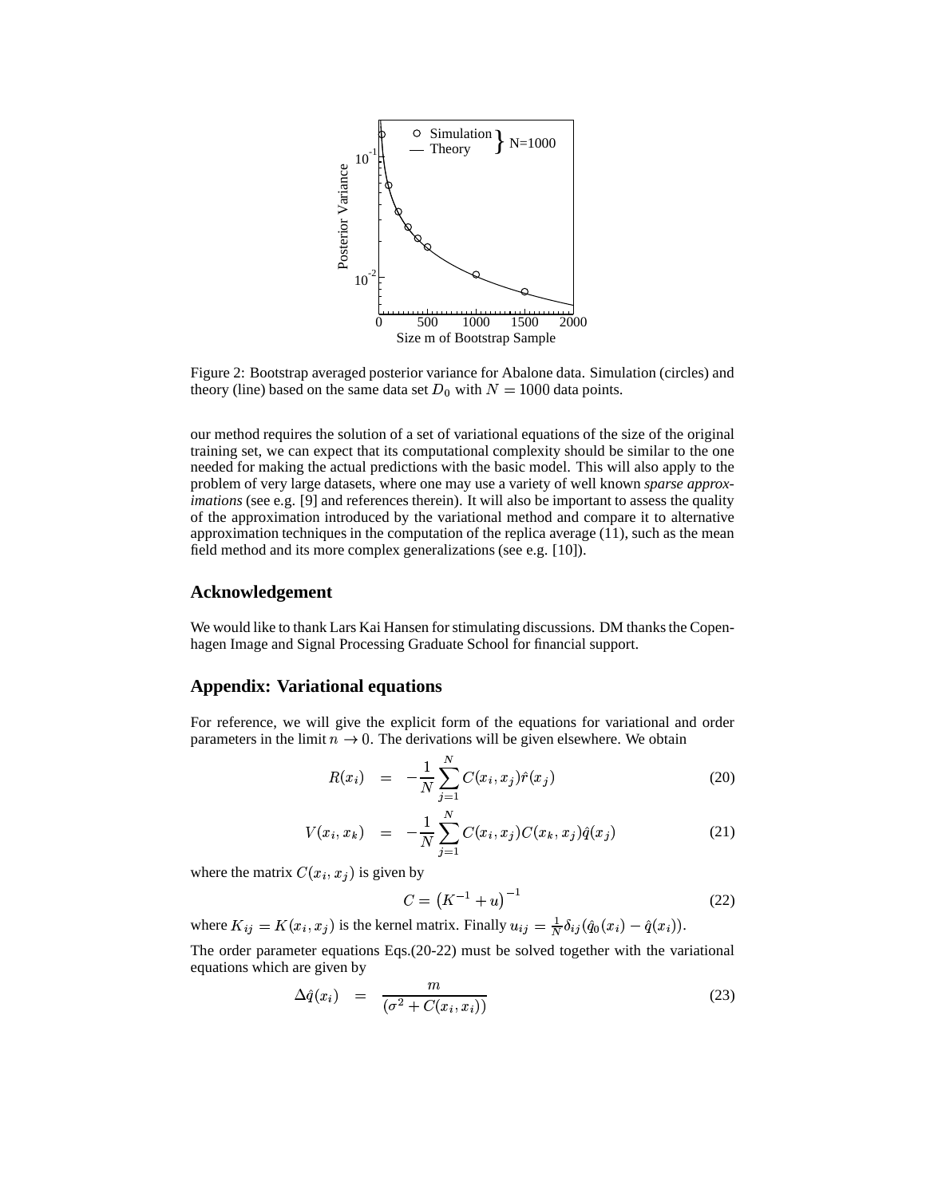Figure 2: Bootstrap averaged posterior variance for Abalone data. Simulation (circles) and theory (line) based on the same data set $D_0$ with $N = 1000$ data points.

our method requires the solution of a set of variational equations of the size of the original training set, we can expect that its computational complexity should be similar to the one needed for making the actual predictions with the basic model. This will also apply to the problem of very large datasets, where one may use a variety of well known *sparse approximations* (see e.g. [9] and references therein). It will also be important to assess the quality of the approximation introduced by the variational method and compare it to alternative approximation techniques in the computation of the replica average (11), such as the mean field method and its more complex generalizations (see e.g. [10]).

## Acknowledgement

We would like to thank Lars Kai Hansen for stimulating discussions. DM thanks the Copenhagen Image and Signal Processing Graduate School for financial support.

## Appendix: Variational equations

For reference, we will give the explicit form of the equations for variational and order parameters in the limit $n \to 0$. The derivations will be given elsewhere. We obtain

$$R(x_i) = -\frac{1}{N}\sum_{j=1}^{N} C(x_i, x_j)\hat{r}(x_j) \tag{20}$$

$$V(x_i, x_k) = -\frac{1}{N}\sum_{j=1}^{N} C(x_i, x_j)C(x_k, x_j)\hat{q}(x_j) \tag{21}$$

where the matrix $C(x_i, x_j)$ is given by

$$C = \left(K^{-1} + u\right)^{-1} \tag{22}$$

where $K_{ij} = K(x_i, x_j)$ is the kernel matrix. Finally $u_{ij} = \frac{1}{N}\delta_{ij}(\hat{q}_0(x_i) - \hat{q}(x_i))$.

The order parameter equations Eqs.(20-22) must be solved together with the variational equations which are given by

$$\Delta\hat{q}(x_i) = \frac{m}{(\sigma^2 + C(x_i, x_i))} \tag{23}$$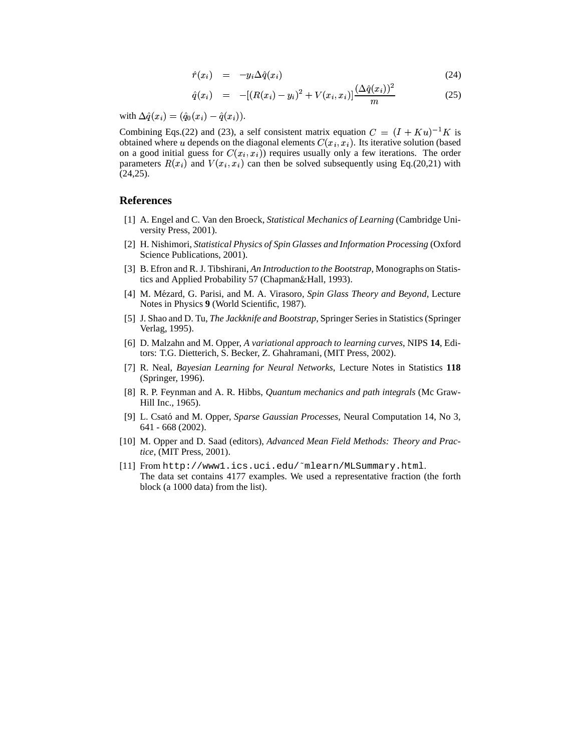$$\hat{r}(x_i) = -y_i \Delta\hat{q}(x_i) \tag{24}$$

$$\hat{q}(x_i) = -[(R(x_i) - y_i)^2 + V(x_i, x_i)] \frac{(\Delta\hat{q}(x_i))^2}{m} \tag{25}$$

with $\Delta\hat{q}(x_i) = (\hat{q}_0(x_i) - \hat{q}(x_i))$.

Combining Eqs.(22) and (23), a self consistent matrix equation $C = (I + Ku)^{-1}K$ is obtained where $u$ depends on the diagonal elements $C(x_i, x_i)$. Its iterative solution (based on a good initial guess for $C(x_i, x_i)$) requires usually only a few iterations. The order parameters $R(x_i)$ and $V(x_i, x_i)$ can then be solved subsequently using Eq.(20,21) with (24,25).

## References

[1] A. Engel and C. Van den Broeck, *Statistical Mechanics of Learning* (Cambridge University Press, 2001).

[2] H. Nishimori, *Statistical Physics of Spin Glasses and Information Processing* (Oxford Science Publications, 2001).

[3] B. Efron and R. J. Tibshirani, *An Introduction to the Bootstrap*, Monographs on Statistics and Applied Probability 57 (Chapman&Hall, 1993).

[4] M. Mézard, G. Parisi, and M. A. Virasoro, *Spin Glass Theory and Beyond*, Lecture Notes in Physics **9** (World Scientific, 1987).

[5] J. Shao and D. Tu, *The Jackknife and Bootstrap*, Springer Series in Statistics (Springer Verlag, 1995).

[6] D. Malzahn and M. Opper, *A variational approach to learning curves*, NIPS **14**, Editors: T.G. Dietterich, S. Becker, Z. Ghahramani, (MIT Press, 2002).

[7] R. Neal, *Bayesian Learning for Neural Networks*, Lecture Notes in Statistics **118** (Springer, 1996).

[8] R. P. Feynman and A. R. Hibbs, *Quantum mechanics and path integrals* (Mc Graw-Hill Inc., 1965).

[9] L. Csató and M. Opper, *Sparse Gaussian Processes*, Neural Computation 14, No 3, 641 - 668 (2002).

[10] M. Opper and D. Saad (editors), *Advanced Mean Field Methods: Theory and Practice*, (MIT Press, 2001).

[11] From `http://www1.ics.uci.edu/~mlearn/MLSummary.html`.
The data set contains 4177 examples. We used a representative fraction (the forth block (a 1000 data) from the list).